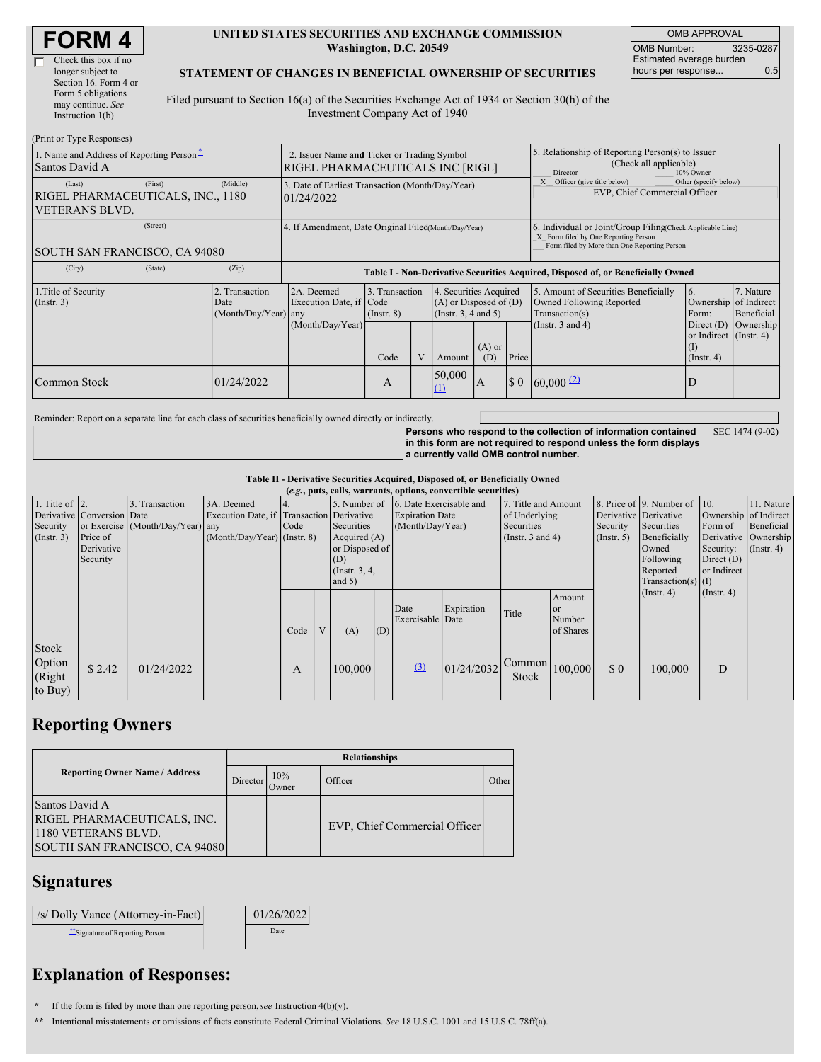# FORM 4

☐ Check this box if no longer subject to Section 16. Form 4 or Form 5 obligations may continue. *See* Instruction 1(b).

**UNITED STATES SECURITIES AND EXCHANGE COMMISSION**
**Washington, D.C. 20549**

**STATEMENT OF CHANGES IN BENEFICIAL OWNERSHIP OF SECURITIES**

Filed pursuant to Section 16(a) of the Securities Exchange Act of 1934 or Section 30(h) of the Investment Company Act of 1940

| OMB APPROVAL | |
|---|---|
| OMB Number: | 3235-0287 |
| Estimated average burden hours per response... | 0.5 |

(Print or Type Responses)

| | | |
|---|---|---|
| 1. Name and Address of Reporting Person *<br>Santos David A<br>(Last) (First) (Middle)<br>RIGEL PHARMACEUTICALS, INC., 1180 VETERANS BLVD.<br>(Street)<br>SOUTH SAN FRANCISCO, CA 94080<br>(City) (State) (Zip) | 2. Issuer Name **and** Ticker or Trading Symbol<br>RIGEL PHARMACEUTICALS INC [RIGL] | 5. Relationship of Reporting Person(s) to Issuer (Check all applicable)<br>___ Director ___ 10% Owner<br>_X_ Officer (give title below) ___ Other (specify below)<br>EVP, Chief Commercial Officer |
| | 3. Date of Earliest Transaction (Month/Day/Year)<br>01/24/2022 | |
| | 4. If Amendment, Date Original Filed(Month/Day/Year) | 6. Individual or Joint/Group Filing(Check Applicable Line)<br>_X_ Form filed by One Reporting Person<br>___ Form filed by More than One Reporting Person |

**Table I - Non-Derivative Securities Acquired, Disposed of, or Beneficially Owned**

| 1.Title of Security (Instr. 3) | 2. Transaction Date (Month/Day/Year) | 2A. Deemed Execution Date, if any (Month/Day/Year) | 3. Transaction Code (Instr. 8) Code | V | 4. Securities Acquired (A) or Disposed of (D) (Instr. 3, 4 and 5) Amount | (A) or (D) | Price | 5. Amount of Securities Beneficially Owned Following Reported Transaction(s) (Instr. 3 and 4) | 6. Ownership Form: Direct (D) or Indirect (I) (Instr. 4) | 7. Nature of Indirect Beneficial Ownership (Instr. 4) |
|---|---|---|---|---|---|---|---|---|---|---|
| Common Stock | 01/24/2022 | | A | | 50,000 (1) | A | $ 0 | 60,000 (2) | D | |

Reminder: Report on a separate line for each class of securities beneficially owned directly or indirectly.

**Persons who respond to the collection of information contained in this form are not required to respond unless the form displays a currently valid OMB control number.** SEC 1474 (9-02)

**Table II - Derivative Securities Acquired, Disposed of, or Beneficially Owned**
***(e.g., puts, calls, warrants, options, convertible securities)***

| 1. Title of Derivative Security (Instr. 3) | 2. Conversion or Exercise Price of Derivative Security | 3. Transaction Date (Month/Day/Year) | 3A. Deemed Execution Date, if any (Month/Day/Year) | 4. Transaction Code (Instr. 8) Code | V | 5. Number of Derivative Securities Acquired (A) or Disposed of (D) (Instr. 3, 4, and 5) (A) | (D) | 6. Date Exercisable and Expiration Date (Month/Day/Year) Date Exercisable | Expiration Date | 7. Title and Amount of Underlying Securities (Instr. 3 and 4) Title | Amount or Number of Shares | 8. Price of Derivative Security (Instr. 5) | 9. Number of Derivative Securities Beneficially Owned Following Reported Transaction(s) (Instr. 4) | 10. Ownership Form of Derivative Security: Direct (D) or Indirect (I) (Instr. 4) | 11. Nature of Indirect Beneficial Ownership (Instr. 4) |
|---|---|---|---|---|---|---|---|---|---|---|---|---|---|---|---|
| Stock Option (Right to Buy) | $ 2.42 | 01/24/2022 | | A | | 100,000 | | (3) | 01/24/2032 | Common Stock | 100,000 | $ 0 | 100,000 | D | |

## Reporting Owners

| Reporting Owner Name / Address | Relationships: Director | 10% Owner | Officer | Other |
|---|---|---|---|---|
| Santos David A<br>RIGEL PHARMACEUTICALS, INC.<br>1180 VETERANS BLVD.<br>SOUTH SAN FRANCISCO, CA 94080 | | | EVP, Chief Commercial Officer | |

## Signatures

| | |
|---|---|
| /s/ Dolly Vance (Attorney-in-Fact) | 01/26/2022 |
| **Signature of Reporting Person | Date |

## Explanation of Responses:

\* If the form is filed by more than one reporting person, *see* Instruction 4(b)(v).

\*\* Intentional misstatements or omissions of facts constitute Federal Criminal Violations. *See* 18 U.S.C. 1001 and 15 U.S.C. 78ff(a).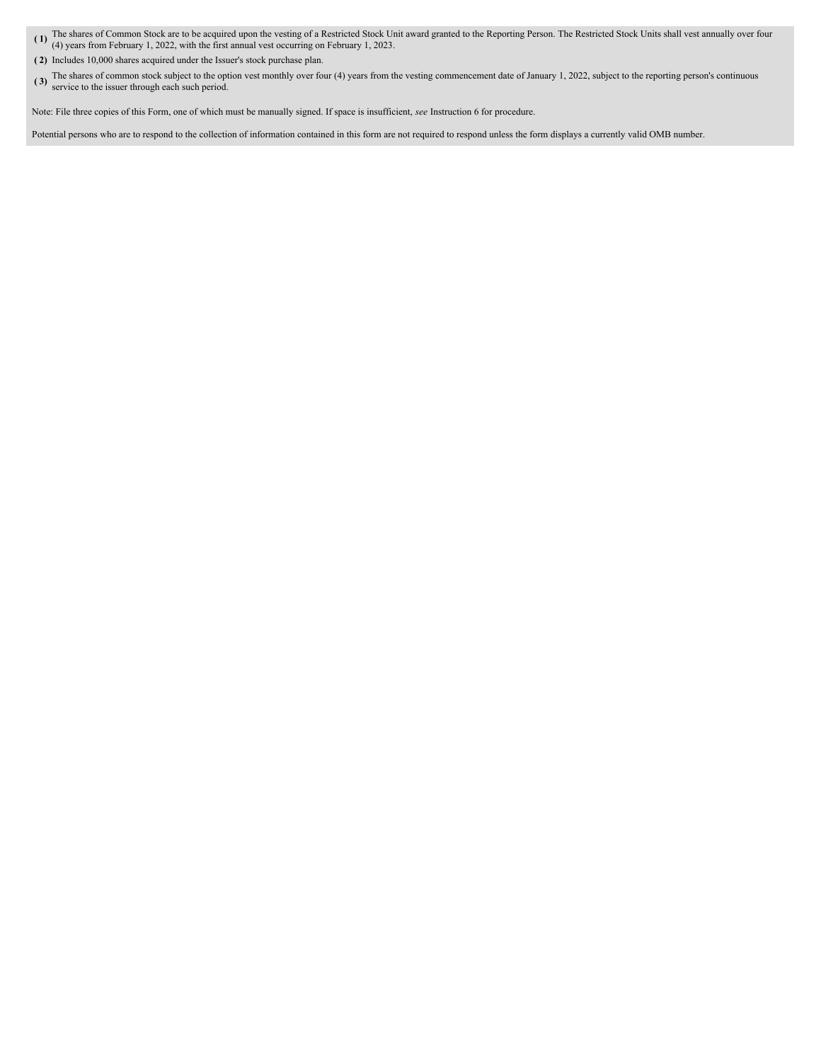**( 1 )** The shares of Common Stock are to be acquired upon the vesting of a Restricted Stock Unit award granted to the Reporting Person. The Restricted Stock Units shall vest annually over four (4) years from February 1, 2022, with the first annual vest occurring on February 1, 2023.

**( 2 )** Includes 10,000 shares acquired under the Issuer's stock purchase plan.

**( 3 )** The shares of common stock subject to the option vest monthly over four (4) years from the vesting commencement date of January 1, 2022, subject to the reporting person's continuous service to the issuer through each such period.

Note: File three copies of this Form, one of which must be manually signed. If space is insufficient, *see* Instruction 6 for procedure.

Potential persons who are to respond to the collection of information contained in this form are not required to respond unless the form displays a currently valid OMB number.